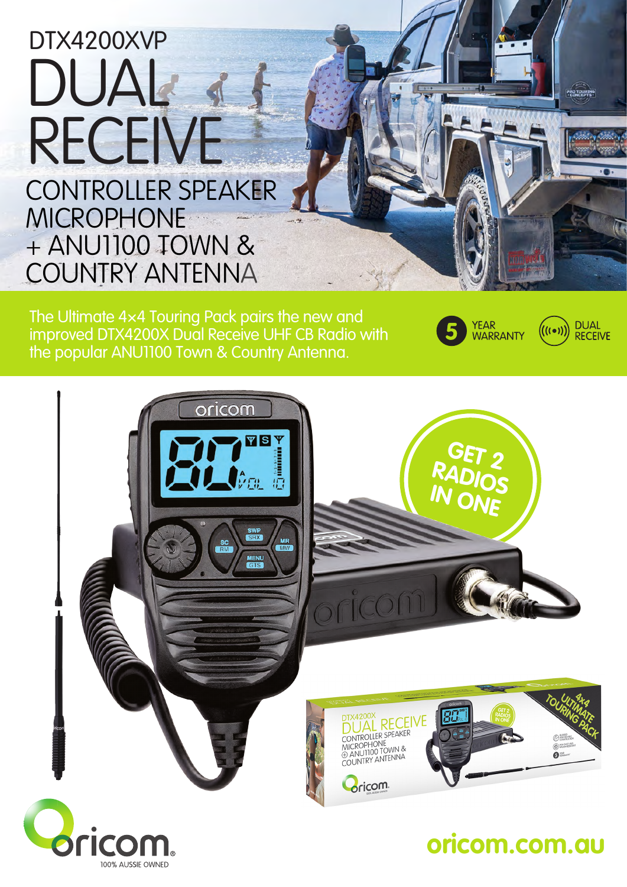DTX4200XVP

# DUAL RECEIVE

## CONTROLLER SPEAKER MICROPHONE + ANU1100 TOWN & COUNTRY ANTENNA

The Ultimate 4×4 Touring Pack pairs the new and improved DTX4200X Dual Receive UHF CB Radio with the popular ANU1100 Town & Country Antenna.

5 YEAR WARRANTY

DUAL RECEIVE

GET 2 RADIOS IN ONE

oricom

100% AUSSIE OWNED

oricom.com.au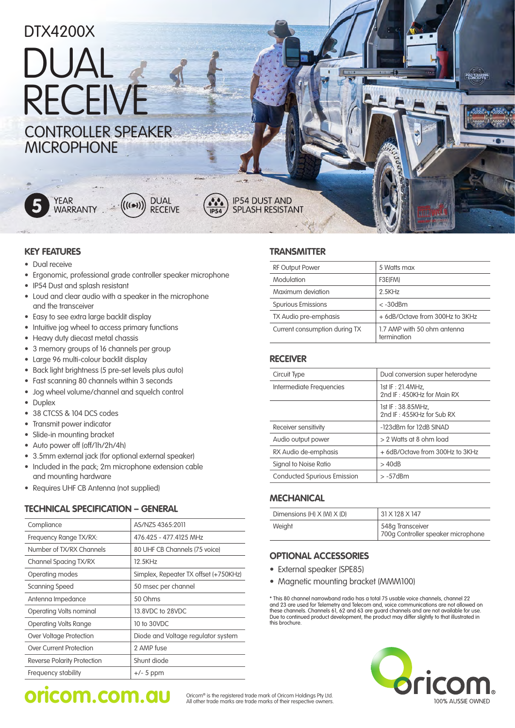DTX4200X

# DUAL RECEIVE

## CONTROLLER SPEAKER MICROPHONE

5 YEAR WARRANTY

DUAL RECEIVE

IP54 DUST AND SPLASH RESISTANT

### KEY FEATURES

- Dual receive
- Ergonomic, professional grade controller speaker microphone
- IP54 Dust and splash resistant
- Loud and clear audio with a speaker in the microphone and the transceiver
- Easy to see extra large backlit display
- Intuitive jog wheel to access primary functions
- Heavy duty diecast metal chassis
- 3 memory groups of 16 channels per group
- Large 96 multi-colour backlit display
- Back light brightness (5 pre-set levels plus auto)
- Fast scanning 80 channels within 3 seconds
- Jog wheel volume/channel and squelch control
- Duplex
- 38 CTCSS & 104 DCS codes
- Transmit power indicator
- Slide-in mounting bracket
- Auto power off (off/1h/2h/4h)
- 3.5mm external jack (for optional external speaker)
- Included in the pack; 2m microphone extension cable and mounting hardware
- Requires UHF CB Antenna (not supplied)

### TECHNICAL SPECIFICATION – GENERAL

| | |
|---|---|
| Compliance | AS/NZS 4365:2011 |
| Frequency Range TX/RX: | 476.425 - 477.4125 MHz |
| Number of TX/RX Channels | 80 UHF CB Channels (75 voice) |
| Channel Spacing TX/RX | 12.5KHz |
| Operating modes | Simplex, Repeater TX offset (+750KHz) |
| Scanning Speed | 50 msec per channel |
| Antenna Impedance | 50 Ohms |
| Operating Volts nominal | 13.8VDC to 28VDC |
| Operating Volts Range | 10 to 30VDC |
| Over Voltage Protection | Diode and Voltage regulator system |
| Over Current Protection | 2 AMP fuse |
| Reverse Polarity Protection | Shunt diode |
| Frequency stability | +/- 5 ppm |

### TRANSMITTER

| | |
|---|---|
| RF Output Power | 5 Watts max |
| Modulation | F3E(FM) |
| Maximum deviation | 2.5KHz |
| Spurious Emissions | < -30dBm |
| TX Audio pre-emphasis | + 6dB/Octave from 300Hz to 3KHz |
| Current consumption during TX | 1.7 AMP with 50 ohm antenna termination |

### RECEIVER

| | |
|---|---|
| Circuit Type | Dual conversion super heterodyne |
| Intermediate Frequencies | 1st IF : 21.4MHz, 2nd IF : 450KHz for Main RX |
| | 1st IF : 38.85MHz, 2nd IF : 455KHz for Sub RX |
| Receiver sensitivity | -123dBm for 12dB SINAD |
| Audio output power | > 2 Watts at 8 ohm load |
| RX Audio de-emphasis | + 6dB/Octave from 300Hz to 3KHz |
| Signal to Noise Ratio | > 40dB |
| Conducted Spurious Emission | > -57dBm |

### MECHANICAL

| | |
|---|---|
| Dimensions (H) X (W) X (D) | 31 X 128 X 147 |
| Weight | 548g Transceiver<br>700g Controller speaker microphone |

### OPTIONAL ACCESSORIES

- External speaker (SPE85)
- Magnetic mounting bracket (MMM100)

* This 80 channel narrowband radio has a total 75 usable voice channels, channel 22 and 23 are used for Telemetry and Telecom and, voice communications are not allowed on these channels. Channels 61, 62 and 63 are guard channels and are not available for use. Due to continued product development, the product may differ slightly to that illustrated in this brochure.

oricom.com.au

Oricom® is the registered trade mark of Oricom Holdings Pty Ltd. All other trade marks are trade marks of their respective owners.

oricom® 100% AUSSIE OWNED